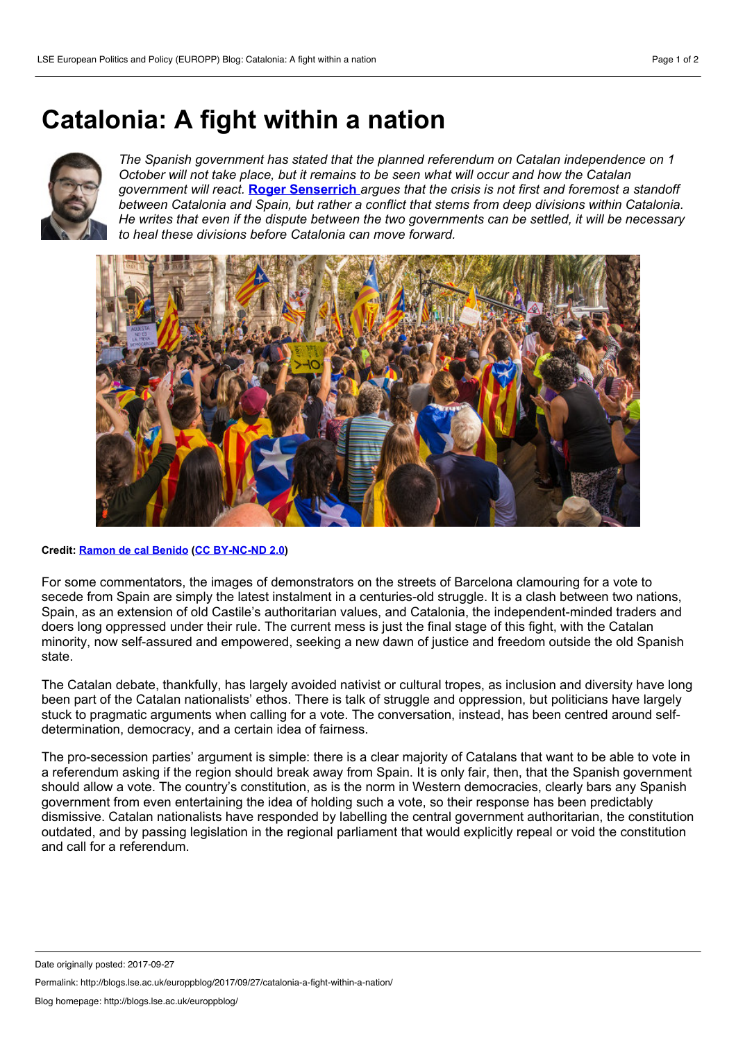# Catalonia: A fight within a nation

*The Spanish government has stated that the planned referendum on Catalan independence on 1 October will not take place, but it remains to be seen what will occur and how the Catalan government will react.* **Roger Senserrich** *argues that the crisis is not first and foremost a standoff between Catalonia and Spain, but rather a conflict that stems from deep divisions within Catalonia. He writes that even if the dispute between the two governments can be settled, it will be necessary to heal these divisions before Catalonia can move forward.*

**Credit: Ramon de cal Benido (CC BY-NC-ND 2.0)**

For some commentators, the images of demonstrators on the streets of Barcelona clamouring for a vote to secede from Spain are simply the latest instalment in a centuries-old struggle. It is a clash between two nations, Spain, as an extension of old Castile's authoritarian values, and Catalonia, the independent-minded traders and doers long oppressed under their rule. The current mess is just the final stage of this fight, with the Catalan minority, now self-assured and empowered, seeking a new dawn of justice and freedom outside the old Spanish state.

The Catalan debate, thankfully, has largely avoided nativist or cultural tropes, as inclusion and diversity have long been part of the Catalan nationalists' ethos. There is talk of struggle and oppression, but politicians have largely stuck to pragmatic arguments when calling for a vote. The conversation, instead, has been centred around self-determination, democracy, and a certain idea of fairness.

The pro-secession parties' argument is simple: there is a clear majority of Catalans that want to be able to vote in a referendum asking if the region should break away from Spain. It is only fair, then, that the Spanish government should allow a vote. The country's constitution, as is the norm in Western democracies, clearly bars any Spanish government from even entertaining the idea of holding such a vote, so their response has been predictably dismissive. Catalan nationalists have responded by labelling the central government authoritarian, the constitution outdated, and by passing legislation in the regional parliament that would explicitly repeal or void the constitution and call for a referendum.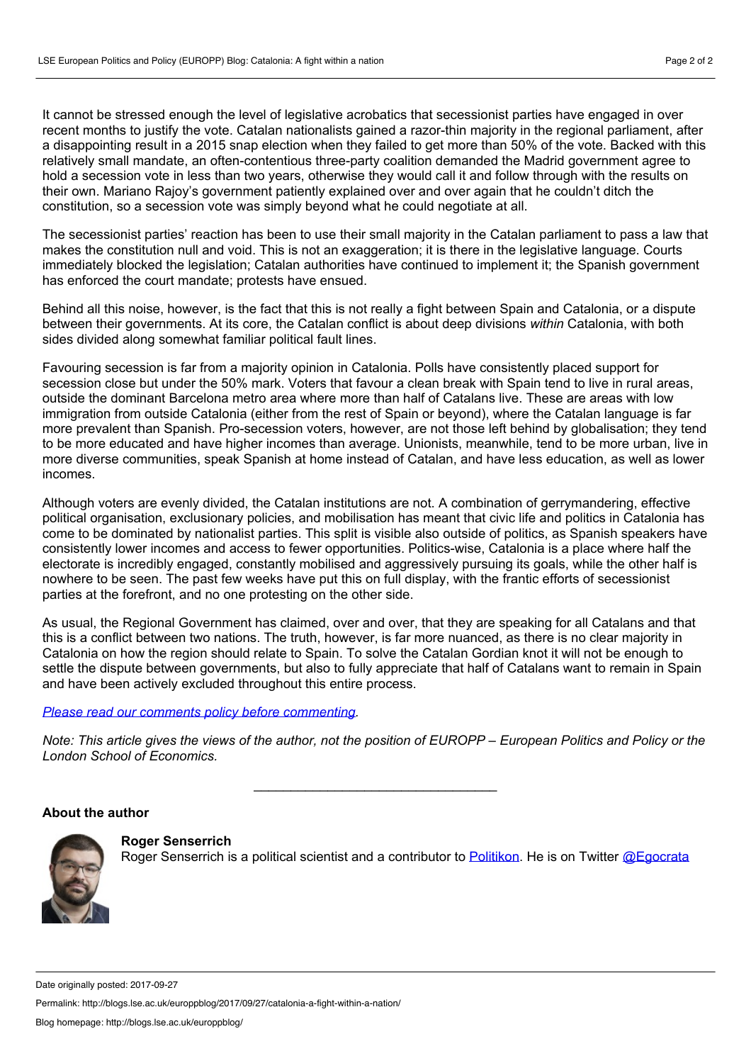It cannot be stressed enough the level of legislative acrobatics that secessionist parties have engaged in over recent months to justify the vote. Catalan nationalists gained a razor-thin majority in the regional parliament, after a disappointing result in a 2015 snap election when they failed to get more than 50% of the vote. Backed with this relatively small mandate, an often-contentious three-party coalition demanded the Madrid government agree to hold a secession vote in less than two years, otherwise they would call it and follow through with the results on their own. Mariano Rajoy's government patiently explained over and over again that he couldn't ditch the constitution, so a secession vote was simply beyond what he could negotiate at all.

The secessionist parties' reaction has been to use their small majority in the Catalan parliament to pass a law that makes the constitution null and void. This is not an exaggeration; it is there in the legislative language. Courts immediately blocked the legislation; Catalan authorities have continued to implement it; the Spanish government has enforced the court mandate; protests have ensued.

Behind all this noise, however, is the fact that this is not really a fight between Spain and Catalonia, or a dispute between their governments. At its core, the Catalan conflict is about deep divisions *within* Catalonia, with both sides divided along somewhat familiar political fault lines.

Favouring secession is far from a majority opinion in Catalonia. Polls have consistently placed support for secession close but under the 50% mark. Voters that favour a clean break with Spain tend to live in rural areas, outside the dominant Barcelona metro area where more than half of Catalans live. These are areas with low immigration from outside Catalonia (either from the rest of Spain or beyond), where the Catalan language is far more prevalent than Spanish. Pro-secession voters, however, are not those left behind by globalisation; they tend to be more educated and have higher incomes than average. Unionists, meanwhile, tend to be more urban, live in more diverse communities, speak Spanish at home instead of Catalan, and have less education, as well as lower incomes.

Although voters are evenly divided, the Catalan institutions are not. A combination of gerrymandering, effective political organisation, exclusionary policies, and mobilisation has meant that civic life and politics in Catalonia has come to be dominated by nationalist parties. This split is visible also outside of politics, as Spanish speakers have consistently lower incomes and access to fewer opportunities. Politics-wise, Catalonia is a place where half the electorate is incredibly engaged, constantly mobilised and aggressively pursuing its goals, while the other half is nowhere to be seen. The past few weeks have put this on full display, with the frantic efforts of secessionist parties at the forefront, and no one protesting on the other side.

As usual, the Regional Government has claimed, over and over, that they are speaking for all Catalans and that this is a conflict between two nations. The truth, however, is far more nuanced, as there is no clear majority in Catalonia on how the region should relate to Spain. To solve the Catalan Gordian knot it will not be enough to settle the dispute between governments, but also to fully appreciate that half of Catalans want to remain in Spain and have been actively excluded throughout this entire process.

*Please read our comments policy before commenting.*

*Note: This article gives the views of the author, not the position of EUROPP – European Politics and Policy or the London School of Economics.*

---

**About the author**

**Roger Senserrich**
Roger Senserrich is a political scientist and a contributor to Politikon. He is on Twitter @Egocrata

Date originally posted: 2017-09-27

Permalink: http://blogs.lse.ac.uk/europpblog/2017/09/27/catalonia-a-fight-within-a-nation/

Blog homepage: http://blogs.lse.ac.uk/europpblog/